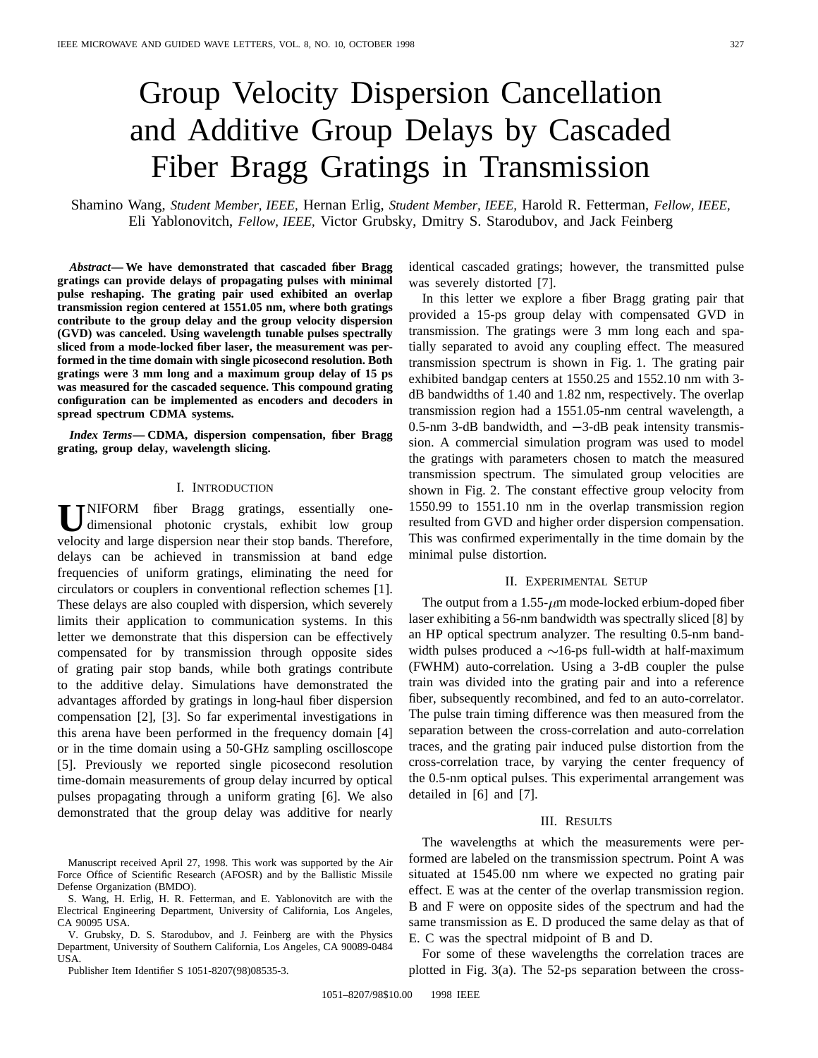# Group Velocity Dispersion Cancellation and Additive Group Delays by Cascaded Fiber Bragg Gratings in Transmission

Shamino Wang, *Student Member, IEEE,* Hernan Erlig, *Student Member, IEEE,* Harold R. Fetterman, *Fellow, IEEE,* Eli Yablonovitch, *Fellow, IEEE,* Victor Grubsky, Dmitry S. Starodubov, and Jack Feinberg

***Abstract*— We have demonstrated that cascaded fiber Bragg gratings can provide delays of propagating pulses with minimal pulse reshaping. The grating pair used exhibited an overlap transmission region centered at 1551.05 nm, where both gratings contribute to the group delay and the group velocity dispersion (GVD) was canceled. Using wavelength tunable pulses spectrally sliced from a mode-locked fiber laser, the measurement was performed in the time domain with single picosecond resolution. Both gratings were 3 mm long and a maximum group delay of 15 ps was measured for the cascaded sequence. This compound grating configuration can be implemented as encoders and decoders in spread spectrum CDMA systems.**

***Index Terms*— CDMA, dispersion compensation, fiber Bragg grating, group delay, wavelength slicing.**

## I. Introduction

Uniform fiber Bragg gratings, essentially one-dimensional photonic crystals, exhibit low group velocity and large dispersion near their stop bands. Therefore, delays can be achieved in transmission at band edge frequencies of uniform gratings, eliminating the need for circulators or couplers in conventional reflection schemes [1]. These delays are also coupled with dispersion, which severely limits their application to communication systems. In this letter we demonstrate that this dispersion can be effectively compensated for by transmission through opposite sides of grating pair stop bands, while both gratings contribute to the additive delay. Simulations have demonstrated the advantages afforded by gratings in long-haul fiber dispersion compensation [2], [3]. So far experimental investigations in this arena have been performed in the frequency domain [4] or in the time domain using a 50-GHz sampling oscilloscope [5]. Previously we reported single picosecond resolution time-domain measurements of group delay incurred by optical pulses propagating through a uniform grating [6]. We also demonstrated that the group delay was additive for nearly identical cascaded gratings; however, the transmitted pulse was severely distorted [7].

In this letter we explore a fiber Bragg grating pair that provided a 15-ps group delay with compensated GVD in transmission. The gratings were 3 mm long each and spatially separated to avoid any coupling effect. The measured transmission spectrum is shown in Fig. 1. The grating pair exhibited bandgap centers at 1550.25 and 1552.10 nm with 3-dB bandwidths of 1.40 and 1.82 nm, respectively. The overlap transmission region had a 1551.05-nm central wavelength, a 0.5-nm 3-dB bandwidth, and −3-dB peak intensity transmission. A commercial simulation program was used to model the gratings with parameters chosen to match the measured transmission spectrum. The simulated group velocities are shown in Fig. 2. The constant effective group velocity from 1550.99 to 1551.10 nm in the overlap transmission region resulted from GVD and higher order dispersion compensation. This was confirmed experimentally in the time domain by the minimal pulse distortion.

## II. Experimental Setup

The output from a 1.55-$\mu$m mode-locked erbium-doped fiber laser exhibiting a 56-nm bandwidth was spectrally sliced [8] by an HP optical spectrum analyzer. The resulting 0.5-nm bandwidth pulses produced a ∼16-ps full-width at half-maximum (FWHM) auto-correlation. Using a 3-dB coupler the pulse train was divided into the grating pair and into a reference fiber, subsequently recombined, and fed to an auto-correlator. The pulse train timing difference was then measured from the separation between the cross-correlation and auto-correlation traces, and the grating pair induced pulse distortion from the cross-correlation trace, by varying the center frequency of the 0.5-nm optical pulses. This experimental arrangement was detailed in [6] and [7].

## III. Results

The wavelengths at which the measurements were performed are labeled on the transmission spectrum. Point A was situated at 1545.00 nm where we expected no grating pair effect. E was at the center of the overlap transmission region. B and F were on opposite sides of the spectrum and had the same transmission as E. D produced the same delay as that of E. C was the spectral midpoint of B and D.

For some of these wavelengths the correlation traces are plotted in Fig. 3(a). The 52-ps separation between the cross-

Manuscript received April 27, 1998. This work was supported by the Air Force Office of Scientific Research (AFOSR) and by the Ballistic Missile Defense Organization (BMDO).

S. Wang, H. Erlig, H. R. Fetterman, and E. Yablonovitch are with the Electrical Engineering Department, University of California, Los Angeles, CA 90095 USA.

V. Grubsky, D. S. Starodubov, and J. Feinberg are with the Physics Department, University of Southern California, Los Angeles, CA 90089-0484 USA.

Publisher Item Identifier S 1051-8207(98)08535-3.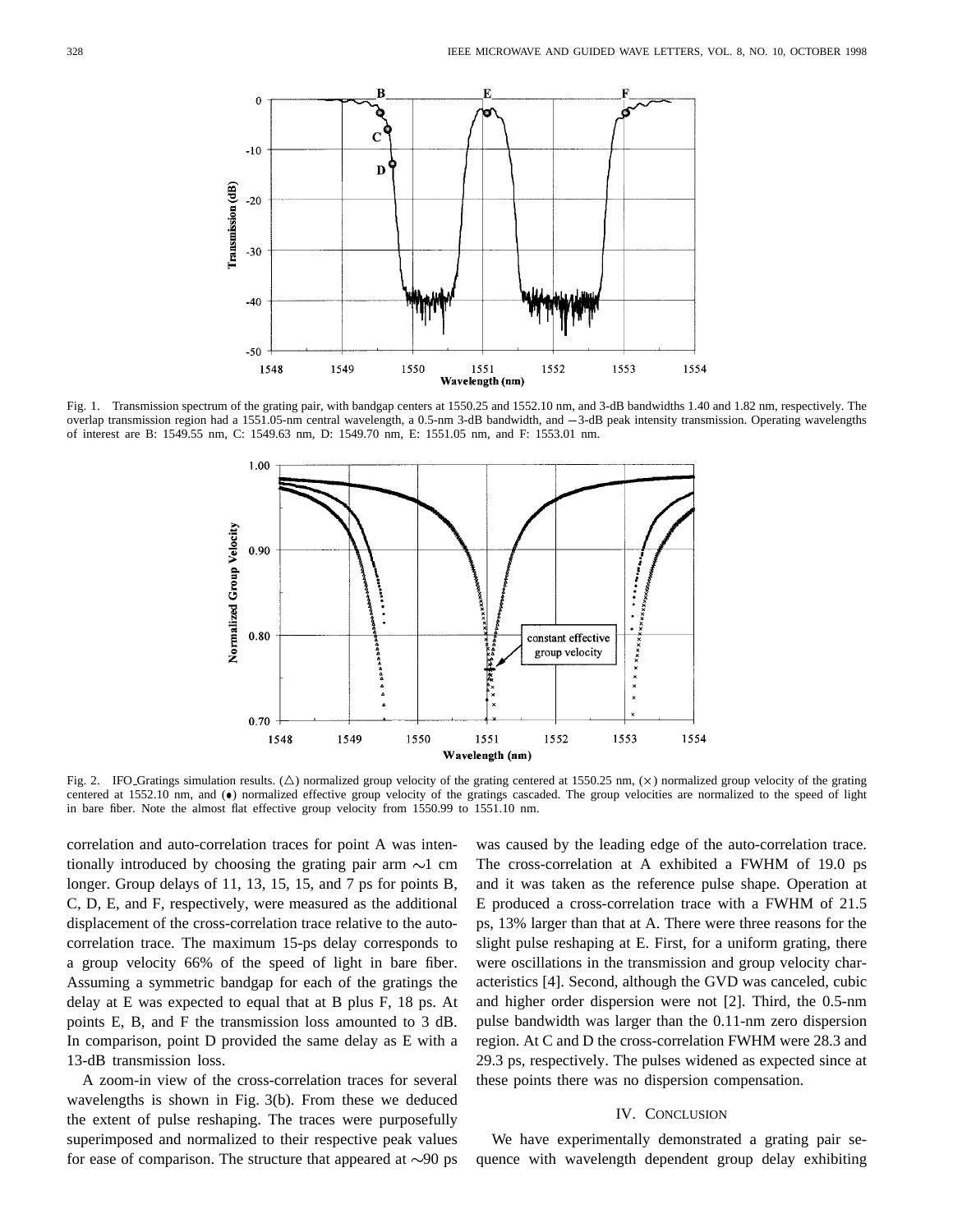Fig. 1. Transmission spectrum of the grating pair, with bandgap centers at 1550.25 and 1552.10 nm, and 3-dB bandwidths 1.40 and 1.82 nm, respectively. The overlap transmission region had a 1551.05-nm central wavelength, a 0.5-nm 3-dB bandwidth, and −3-dB peak intensity transmission. Operating wavelengths of interest are B: 1549.55 nm, C: 1549.63 nm, D: 1549.70 nm, E: 1551.05 nm, and F: 1553.01 nm.

Fig. 2. IFO_Gratings simulation results. (△) normalized group velocity of the grating centered at 1550.25 nm, (×) normalized group velocity of the grating centered at 1552.10 nm, and (•) normalized effective group velocity of the gratings cascaded. The group velocities are normalized to the speed of light in bare fiber. Note the almost flat effective group velocity from 1550.99 to 1551.10 nm.

correlation and auto-correlation traces for point A was intentionally introduced by choosing the grating pair arm ~1 cm longer. Group delays of 11, 13, 15, 15, and 7 ps for points B, C, D, E, and F, respectively, were measured as the additional displacement of the cross-correlation trace relative to the auto-correlation trace. The maximum 15-ps delay corresponds to a group velocity 66% of the speed of light in bare fiber. Assuming a symmetric bandgap for each of the gratings the delay at E was expected to equal that at B plus F, 18 ps. At points E, B, and F the transmission loss amounted to 3 dB. In comparison, point D provided the same delay as E with a 13-dB transmission loss.

A zoom-in view of the cross-correlation traces for several wavelengths is shown in Fig. 3(b). From these we deduced the extent of pulse reshaping. The traces were purposefully superimposed and normalized to their respective peak values for ease of comparison. The structure that appeared at ~90 ps was caused by the leading edge of the auto-correlation trace. The cross-correlation at A exhibited a FWHM of 19.0 ps and it was taken as the reference pulse shape. Operation at E produced a cross-correlation trace with a FWHM of 21.5 ps, 13% larger than that at A. There were three reasons for the slight pulse reshaping at E. First, for a uniform grating, there were oscillations in the transmission and group velocity characteristics [4]. Second, although the GVD was canceled, cubic and higher order dispersion were not [2]. Third, the 0.5-nm pulse bandwidth was larger than the 0.11-nm zero dispersion region. At C and D the cross-correlation FWHM were 28.3 and 29.3 ps, respectively. The pulses widened as expected since at these points there was no dispersion compensation.

## IV. Conclusion

We have experimentally demonstrated a grating pair sequence with wavelength dependent group delay exhibiting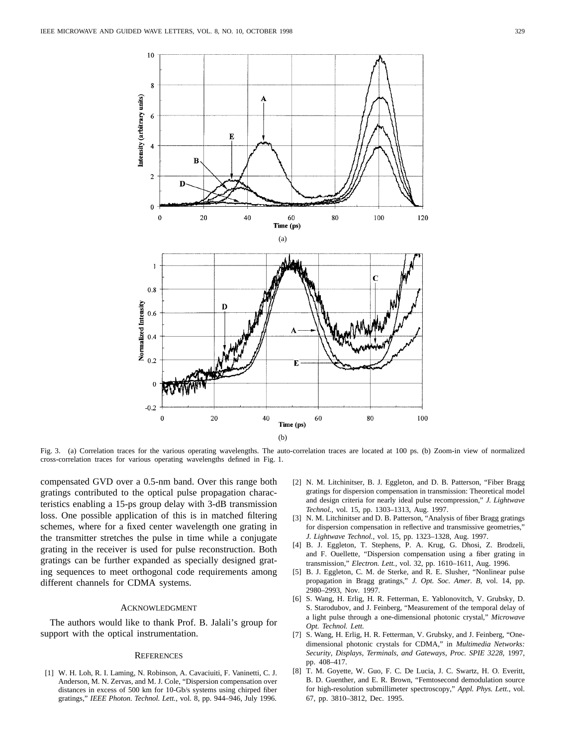10
8
6
4
2
0
Intensity (arbitrary units)
0
20
40
60
80
100
120
Time (ps)
A
E
B
D

(a)

1
0.8
0.6
0.4
0.2
0
-0.2
Normalized Intensity
0
20
40
60
80
100
Time (ps)
C
D
A
E

(b)

Fig. 3. (a) Correlation traces for the various operating wavelengths. The auto-correlation traces are located at 100 ps. (b) Zoom-in view of normalized cross-correlation traces for various operating wavelengths defined in Fig. 1.

compensated GVD over a 0.5-nm band. Over this range both gratings contributed to the optical pulse propagation characteristics enabling a 15-ps group delay with 3-dB transmission loss. One possible application of this is in matched filtering schemes, where for a fixed center wavelength one grating in the transmitter stretches the pulse in time while a conjugate grating in the receiver is used for pulse reconstruction. Both gratings can be further expanded as specially designed grating sequences to meet orthogonal code requirements among different channels for CDMA systems.

## Acknowledgment

The authors would like to thank Prof. B. Jalali's group for support with the optical instrumentation.

## References

[1] W. H. Loh, R. I. Laming, N. Robinson, A. Cavaciuiti, F. Vaninetti, C. J. Anderson, M. N. Zervas, and M. J. Cole, "Dispersion compensation over distances in excess of 500 km for 10-Gb/s systems using chirped fiber gratings," *IEEE Photon. Technol. Lett.*, vol. 8, pp. 944–946, July 1996.

[2] N. M. Litchinitser, B. J. Eggleton, and D. B. Patterson, "Fiber Bragg gratings for dispersion compensation in transmission: Theoretical model and design criteria for nearly ideal pulse recompression," *J. Lightwave Technol.*, vol. 15, pp. 1303–1313, Aug. 1997.

[3] N. M. Litchinitser and D. B. Patterson, "Analysis of fiber Bragg gratings for dispersion compensation in reflective and transmissive geometries," *J. Lightwave Technol.*, vol. 15, pp. 1323–1328, Aug. 1997.

[4] B. J. Eggleton, T. Stephens, P. A. Krug, G. Dhosi, Z. Brodzeli, and F. Ouellette, "Dispersion compensation using a fiber grating in transmission," *Electron. Lett.*, vol. 32, pp. 1610–1611, Aug. 1996.

[5] B. J. Eggleton, C. M. de Sterke, and R. E. Slusher, "Nonlinear pulse propagation in Bragg gratings," *J. Opt. Soc. Amer. B*, vol. 14, pp. 2980–2993, Nov. 1997.

[6] S. Wang, H. Erlig, H. R. Fetterman, E. Yablonovitch, V. Grubsky, D. S. Starodubov, and J. Feinberg, "Measurement of the temporal delay of a light pulse through a one-dimensional photonic crystal," *Microwave Opt. Technol. Lett.*

[7] S. Wang, H. Erlig, H. R. Fetterman, V. Grubsky, and J. Feinberg, "One-dimensional photonic crystals for CDMA," in *Multimedia Networks: Security, Displays, Terminals, and Gateways, Proc. SPIE 3228*, 1997, pp. 408–417.

[8] T. M. Goyette, W. Guo, F. C. De Lucia, J. C. Swartz, H. O. Everitt, B. D. Guenther, and E. R. Brown, "Femtosecond demodulation source for high-resolution submillimeter spectroscopy," *Appl. Phys. Lett.*, vol. 67, pp. 3810–3812, Dec. 1995.